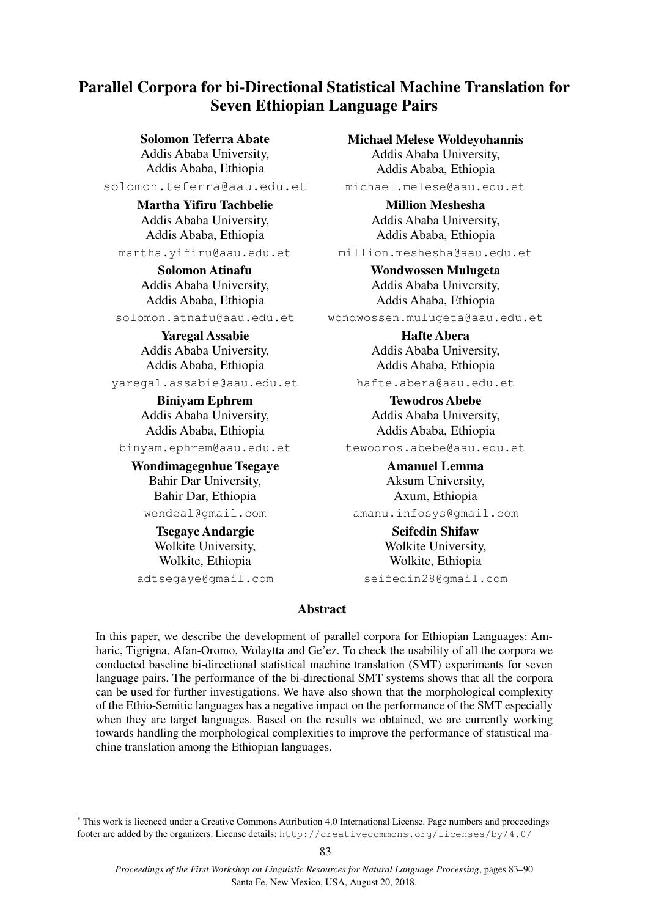# Parallel Corpora for bi-Directional Statistical Machine Translation for Seven Ethiopian Language Pairs

**Solomon Teferra Abate**
Addis Ababa University,
Addis Ababa, Ethiopia
solomon.teferra@aau.edu.et

**Michael Melese Woldeyohannis**
Addis Ababa University,
Addis Ababa, Ethiopia
michael.melese@aau.edu.et

**Martha Yifiru Tachbelie**
Addis Ababa University,
Addis Ababa, Ethiopia
martha.yifiru@aau.edu.et

**Million Meshesha**
Addis Ababa University,
Addis Ababa, Ethiopia
million.meshesha@aau.edu.et

**Solomon Atinafu**
Addis Ababa University,
Addis Ababa, Ethiopia
solomon.atnafu@aau.edu.et

**Wondwossen Mulugeta**
Addis Ababa University,
Addis Ababa, Ethiopia
wondwossen.mulugeta@aau.edu.et

**Yaregal Assabie**
Addis Ababa University,
Addis Ababa, Ethiopia
yaregal.assabie@aau.edu.et

**Hafte Abera**
Addis Ababa University,
Addis Ababa, Ethiopia
hafte.abera@aau.edu.et

**Biniyam Ephrem**
Addis Ababa University,
Addis Ababa, Ethiopia
binyam.ephrem@aau.edu.et

**Tewodros Abebe**
Addis Ababa University,
Addis Ababa, Ethiopia
tewodros.abebe@aau.edu.et

**Wondimagegnhue Tsegaye**
Bahir Dar University,
Bahir Dar, Ethiopia
wendeal@gmail.com

**Amanuel Lemma**
Aksum University,
Axum, Ethiopia
amanu.infosys@gmail.com

**Tsegaye Andargie**
Wolkite University,
Wolkite, Ethiopia
adtsegaye@gmail.com

**Seifedin Shifaw**
Wolkite University,
Wolkite, Ethiopia
seifedin28@gmail.com

## Abstract

In this paper, we describe the development of parallel corpora for Ethiopian Languages: Amharic, Tigrigna, Afan-Oromo, Wolaytta and Ge'ez. To check the usability of all the corpora we conducted baseline bi-directional statistical machine translation (SMT) experiments for seven language pairs. The performance of the bi-directional SMT systems shows that all the corpora can be used for further investigations. We have also shown that the morphological complexity of the Ethio-Semitic languages has a negative impact on the performance of the SMT especially when they are target languages. Based on the results we obtained, we are currently working towards handling the morphological complexities to improve the performance of statistical machine translation among the Ethiopian languages.

[*] This work is licenced under a Creative Commons Attribution 4.0 International License. Page numbers and proceedings footer are added by the organizers. License details: http://creativecommons.org/licenses/by/4.0/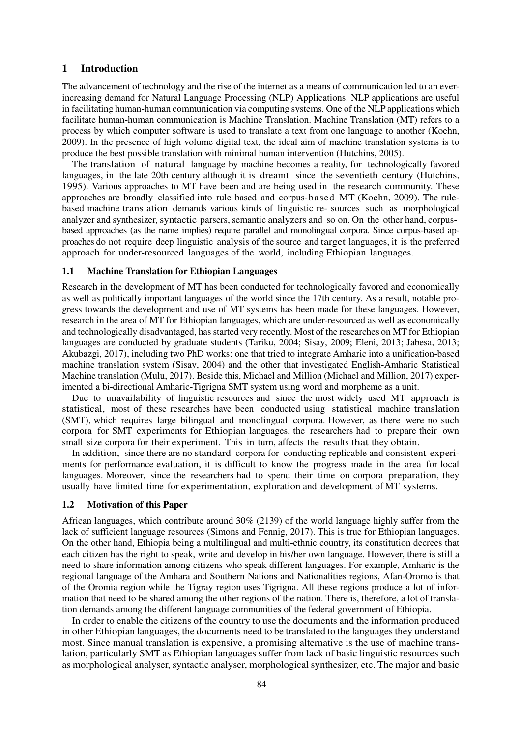## 1 Introduction

The advancement of technology and the rise of the internet as a means of communication led to an ever-increasing demand for Natural Language Processing (NLP) Applications. NLP applications are useful in facilitating human-human communication via computing systems. One of the NLP applications which facilitate human-human communication is Machine Translation. Machine Translation (MT) refers to a process by which computer software is used to translate a text from one language to another (Koehn, 2009). In the presence of high volume digital text, the ideal aim of machine translation systems is to produce the best possible translation with minimal human intervention (Hutchins, 2005).

The translation of natural language by machine becomes a reality, for technologically favored languages, in the late 20th century although it is dreamt since the seventieth century (Hutchins, 1995). Various approaches to MT have been and are being used in the research community. These approaches are broadly classified into rule based and corpus-based MT (Koehn, 2009). The rule-based machine translation demands various kinds of linguistic re- sources such as morphological analyzer and synthesizer, syntactic parsers, semantic analyzers and so on. On the other hand, corpus-based approaches (as the name implies) require parallel and monolingual corpora. Since corpus-based approaches do not require deep linguistic analysis of the source and target languages, it is the preferred approach for under-resourced languages of the world, including Ethiopian languages.

### 1.1 Machine Translation for Ethiopian Languages

Research in the development of MT has been conducted for technologically favored and economically as well as politically important languages of the world since the 17th century. As a result, notable progress towards the development and use of MT systems has been made for these languages. However, research in the area of MT for Ethiopian languages, which are under-resourced as well as economically and technologically disadvantaged, has started very recently. Most of the researches on MT for Ethiopian languages are conducted by graduate students (Tariku, 2004; Sisay, 2009; Eleni, 2013; Jabesa, 2013; Akubazgi, 2017), including two PhD works: one that tried to integrate Amharic into a unification-based machine translation system (Sisay, 2004) and the other that investigated English-Amharic Statistical Machine translation (Mulu, 2017). Beside this, Michael and Million (Michael and Million, 2017) experimented a bi-directional Amharic-Tigrigna SMT system using word and morpheme as a unit.

Due to unavailability of linguistic resources and since the most widely used MT approach is statistical, most of these researches have been conducted using statistical machine translation (SMT), which requires large bilingual and monolingual corpora. However, as there were no such corpora for SMT experiments for Ethiopian languages, the researchers had to prepare their own small size corpora for their experiment. This in turn, affects the results that they obtain.

In addition, since there are no standard corpora for conducting replicable and consistent experiments for performance evaluation, it is difficult to know the progress made in the area for local languages. Moreover, since the researchers had to spend their time on corpora preparation, they usually have limited time for experimentation, exploration and development of MT systems.

### 1.2 Motivation of this Paper

African languages, which contribute around 30% (2139) of the world language highly suffer from the lack of sufficient language resources (Simons and Fennig, 2017). This is true for Ethiopian languages. On the other hand, Ethiopia being a multilingual and multi-ethnic country, its constitution decrees that each citizen has the right to speak, write and develop in his/her own language. However, there is still a need to share information among citizens who speak different languages. For example, Amharic is the regional language of the Amhara and Southern Nations and Nationalities regions, Afan-Oromo is that of the Oromia region while the Tigray region uses Tigrigna. All these regions produce a lot of information that need to be shared among the other regions of the nation. There is, therefore, a lot of translation demands among the different language communities of the federal government of Ethiopia.

In order to enable the citizens of the country to use the documents and the information produced in other Ethiopian languages, the documents need to be translated to the languages they understand most. Since manual translation is expensive, a promising alternative is the use of machine translation, particularly SMT as Ethiopian languages suffer from lack of basic linguistic resources such as morphological analyser, syntactic analyser, morphological synthesizer, etc. The major and basic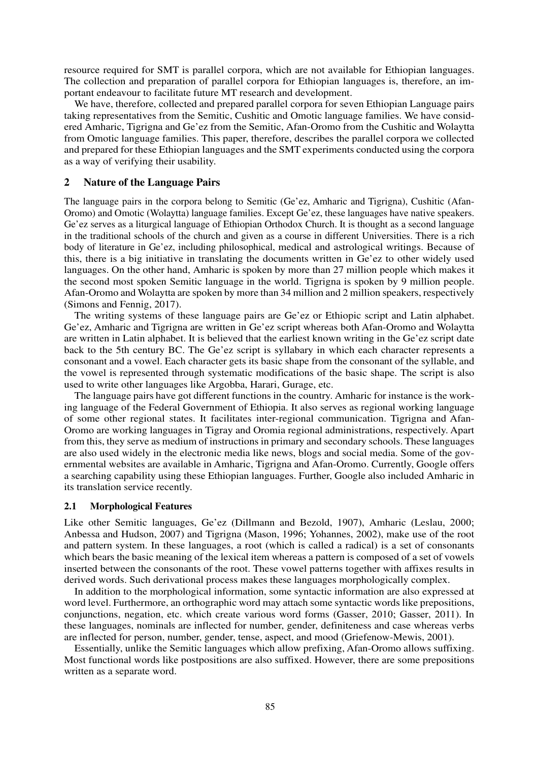resource required for SMT is parallel corpora, which are not available for Ethiopian languages. The collection and preparation of parallel corpora for Ethiopian languages is, therefore, an important endeavour to facilitate future MT research and development.

We have, therefore, collected and prepared parallel corpora for seven Ethiopian Language pairs taking representatives from the Semitic, Cushitic and Omotic language families. We have considered Amharic, Tigrigna and Ge'ez from the Semitic, Afan-Oromo from the Cushitic and Wolaytta from Omotic language families. This paper, therefore, describes the parallel corpora we collected and prepared for these Ethiopian languages and the SMT experiments conducted using the corpora as a way of verifying their usability.

## 2 Nature of the Language Pairs

The language pairs in the corpora belong to Semitic (Ge'ez, Amharic and Tigrigna), Cushitic (Afan-Oromo) and Omotic (Wolaytta) language families. Except Ge'ez, these languages have native speakers. Ge'ez serves as a liturgical language of Ethiopian Orthodox Church. It is thought as a second language in the traditional schools of the church and given as a course in different Universities. There is a rich body of literature in Ge'ez, including philosophical, medical and astrological writings. Because of this, there is a big initiative in translating the documents written in Ge'ez to other widely used languages. On the other hand, Amharic is spoken by more than 27 million people which makes it the second most spoken Semitic language in the world. Tigrigna is spoken by 9 million people. Afan-Oromo and Wolaytta are spoken by more than 34 million and 2 million speakers, respectively (Simons and Fennig, 2017).

The writing systems of these language pairs are Ge'ez or Ethiopic script and Latin alphabet. Ge'ez, Amharic and Tigrigna are written in Ge'ez script whereas both Afan-Oromo and Wolaytta are written in Latin alphabet. It is believed that the earliest known writing in the Ge'ez script date back to the 5th century BC. The Ge'ez script is syllabary in which each character represents a consonant and a vowel. Each character gets its basic shape from the consonant of the syllable, and the vowel is represented through systematic modifications of the basic shape. The script is also used to write other languages like Argobba, Harari, Gurage, etc.

The language pairs have got different functions in the country. Amharic for instance is the working language of the Federal Government of Ethiopia. It also serves as regional working language of some other regional states. It facilitates inter-regional communication. Tigrigna and Afan-Oromo are working languages in Tigray and Oromia regional administrations, respectively. Apart from this, they serve as medium of instructions in primary and secondary schools. These languages are also used widely in the electronic media like news, blogs and social media. Some of the governmental websites are available in Amharic, Tigrigna and Afan-Oromo. Currently, Google offers a searching capability using these Ethiopian languages. Further, Google also included Amharic in its translation service recently.

### 2.1 Morphological Features

Like other Semitic languages, Ge'ez (Dillmann and Bezold, 1907), Amharic (Leslau, 2000; Anbessa and Hudson, 2007) and Tigrigna (Mason, 1996; Yohannes, 2002), make use of the root and pattern system. In these languages, a root (which is called a radical) is a set of consonants which bears the basic meaning of the lexical item whereas a pattern is composed of a set of vowels inserted between the consonants of the root. These vowel patterns together with affixes results in derived words. Such derivational process makes these languages morphologically complex.

In addition to the morphological information, some syntactic information are also expressed at word level. Furthermore, an orthographic word may attach some syntactic words like prepositions, conjunctions, negation, etc. which create various word forms (Gasser, 2010; Gasser, 2011). In these languages, nominals are inflected for number, gender, definiteness and case whereas verbs are inflected for person, number, gender, tense, aspect, and mood (Griefenow-Mewis, 2001).

Essentially, unlike the Semitic languages which allow prefixing, Afan-Oromo allows suffixing. Most functional words like postpositions are also suffixed. However, there are some prepositions written as a separate word.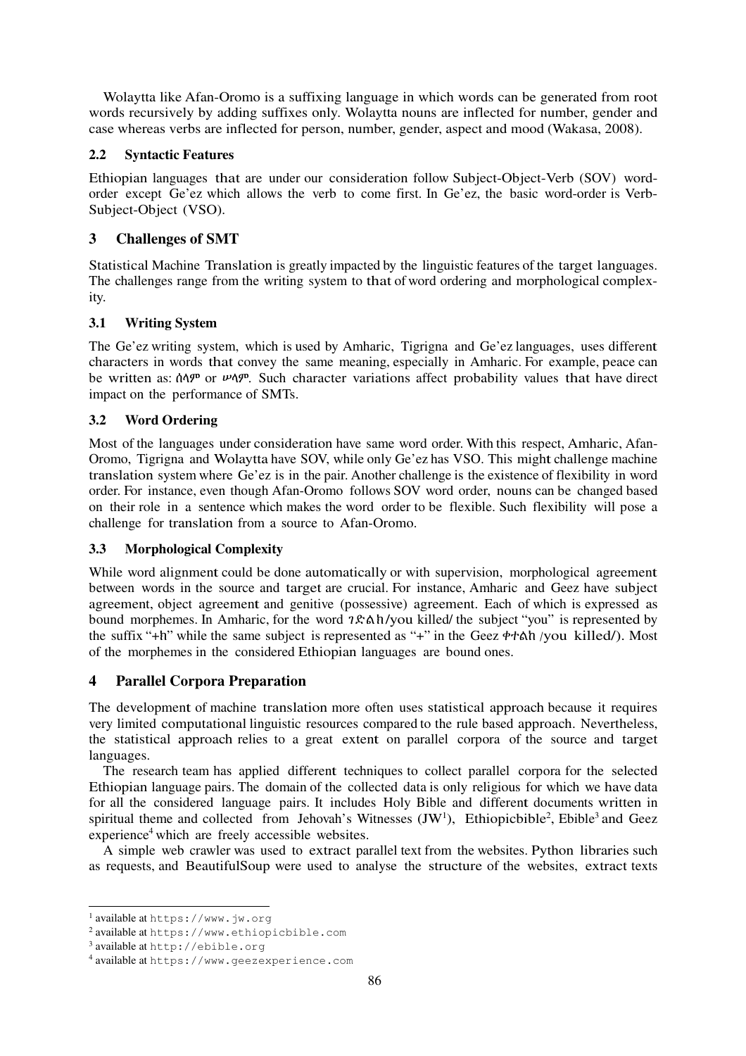Wolaytta like Afan-Oromo is a suffixing language in which words can be generated from root words recursively by adding suffixes only. Wolaytta nouns are inflected for number, gender and case whereas verbs are inflected for person, number, gender, aspect and mood (Wakasa, 2008).

### 2.2 Syntactic Features

Ethiopian languages that are under our consideration follow Subject-Object-Verb (SOV) word-order except Ge'ez which allows the verb to come first. In Ge'ez, the basic word-order is Verb-Subject-Object (VSO).

## 3 Challenges of SMT

Statistical Machine Translation is greatly impacted by the linguistic features of the target languages. The challenges range from the writing system to that of word ordering and morphological complexity.

### 3.1 Writing System

The Ge'ez writing system, which is used by Amharic, Tigrigna and Ge'ez languages, uses different characters in words that convey the same meaning, especially in Amharic. For example, peace can be written as: ሰላም or ሠላም. Such character variations affect probability values that have direct impact on the performance of SMTs.

### 3.2 Word Ordering

Most of the languages under consideration have same word order. With this respect, Amharic, Afan-Oromo, Tigrigna and Wolaytta have SOV, while only Ge'ez has VSO. This might challenge machine translation system where Ge'ez is in the pair. Another challenge is the existence of flexibility in word order. For instance, even though Afan-Oromo follows SOV word order, nouns can be changed based on their role in a sentence which makes the word order to be flexible. Such flexibility will pose a challenge for translation from a source to Afan-Oromo.

### 3.3 Morphological Complexity

While word alignment could be done automatically or with supervision, morphological agreement between words in the source and target are crucial. For instance, Amharic and Geez have subject agreement, object agreement and genitive (possessive) agreement. Each of which is expressed as bound morphemes. In Amharic, for the word ገድለክ/you killed/ the subject "you" is represented by the suffix "+ክ" while the same subject is represented as "+" in the Geez ቀተልከ /you killed/). Most of the morphemes in the considered Ethiopian languages are bound ones.

## 4 Parallel Corpora Preparation

The development of machine translation more often uses statistical approach because it requires very limited computational linguistic resources compared to the rule based approach. Nevertheless, the statistical approach relies to a great extent on parallel corpora of the source and target languages.

The research team has applied different techniques to collect parallel corpora for the selected Ethiopian language pairs. The domain of the collected data is only religious for which we have data for all the considered language pairs. It includes Holy Bible and different documents written in spiritual theme and collected from Jehovah's Witnesses (JW[1]), Ethiopicbible[2], Ebible[3] and Geez experience[4] which are freely accessible websites.

A simple web crawler was used to extract parallel text from the websites. Python libraries such as requests, and BeautifulSoup were used to analyse the structure of the websites, extract texts

[1] available at https://www.jw.org

[2] available at https://www.ethiopicbible.com

[3] available at http://ebible.org

[4] available at https://www.geezexperience.com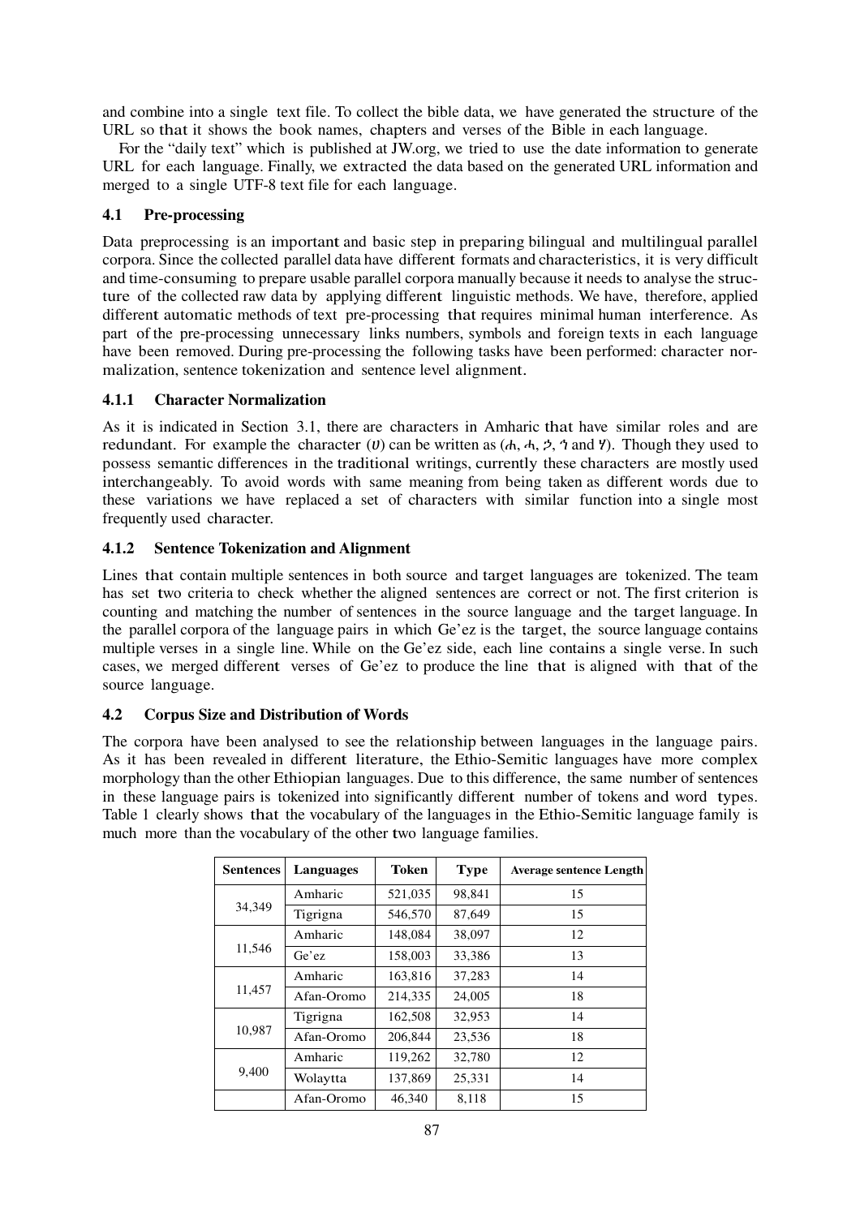and combine into a single text file. To collect the bible data, we have generated the structure of the URL so that it shows the book names, chapters and verses of the Bible in each language.

For the "daily text" which is published at JW.org, we tried to use the date information to generate URL for each language. Finally, we extracted the data based on the generated URL information and merged to a single UTF-8 text file for each language.

### 4.1 Pre-processing

Data preprocessing is an important and basic step in preparing bilingual and multilingual parallel corpora. Since the collected parallel data have different formats and characteristics, it is very difficult and time-consuming to prepare usable parallel corpora manually because it needs to analyse the structure of the collected raw data by applying different linguistic methods. We have, therefore, applied different automatic methods of text pre-processing that requires minimal human interference. As part of the pre-processing unnecessary links numbers, symbols and foreign texts in each language have been removed. During pre-processing the following tasks have been performed: character normalization, sentence tokenization and sentence level alignment.

#### 4.1.1 Character Normalization

As it is indicated in Section 3.1, there are characters in Amharic that have similar roles and are redundant. For example the character (ሀ) can be written as (ሐ, ኀ, ኃ, ኅ and ሃ). Though they used to possess semantic differences in the traditional writings, currently these characters are mostly used interchangeably. To avoid words with same meaning from being taken as different words due to these variations we have replaced a set of characters with similar function into a single most frequently used character.

#### 4.1.2 Sentence Tokenization and Alignment

Lines that contain multiple sentences in both source and target languages are tokenized. The team has set two criteria to check whether the aligned sentences are correct or not. The first criterion is counting and matching the number of sentences in the source language and the target language. In the parallel corpora of the language pairs in which Ge'ez is the target, the source language contains multiple verses in a single line. While on the Ge'ez side, each line contains a single verse. In such cases, we merged different verses of Ge'ez to produce the line that is aligned with that of the source language.

### 4.2 Corpus Size and Distribution of Words

The corpora have been analysed to see the relationship between languages in the language pairs. As it has been revealed in different literature, the Ethio-Semitic languages have more complex morphology than the other Ethiopian languages. Due to this difference, the same number of sentences in these language pairs is tokenized into significantly different number of tokens and word types. Table 1 clearly shows that the vocabulary of the languages in the Ethio-Semitic language family is much more than the vocabulary of the other two language families.

| Sentences | Languages | Token | Type | Average sentence Length |
|---|---|---|---|---|
| 34,349 | Amharic | 521,035 | 98,841 | 15 |
| | Tigrigna | 546,570 | 87,649 | 15 |
| 11,546 | Amharic | 148,084 | 38,097 | 12 |
| | Ge'ez | 158,003 | 33,386 | 13 |
| 11,457 | Amharic | 163,816 | 37,283 | 14 |
| | Afan-Oromo | 214,335 | 24,005 | 18 |
| 10,987 | Tigrigna | 162,508 | 32,953 | 14 |
| | Afan-Oromo | 206,844 | 23,536 | 18 |
| 9,400 | Amharic | 119,262 | 32,780 | 12 |
| | Wolaytta | 137,869 | 25,331 | 14 |
| | Afan-Oromo | 46,340 | 8,118 | 15 |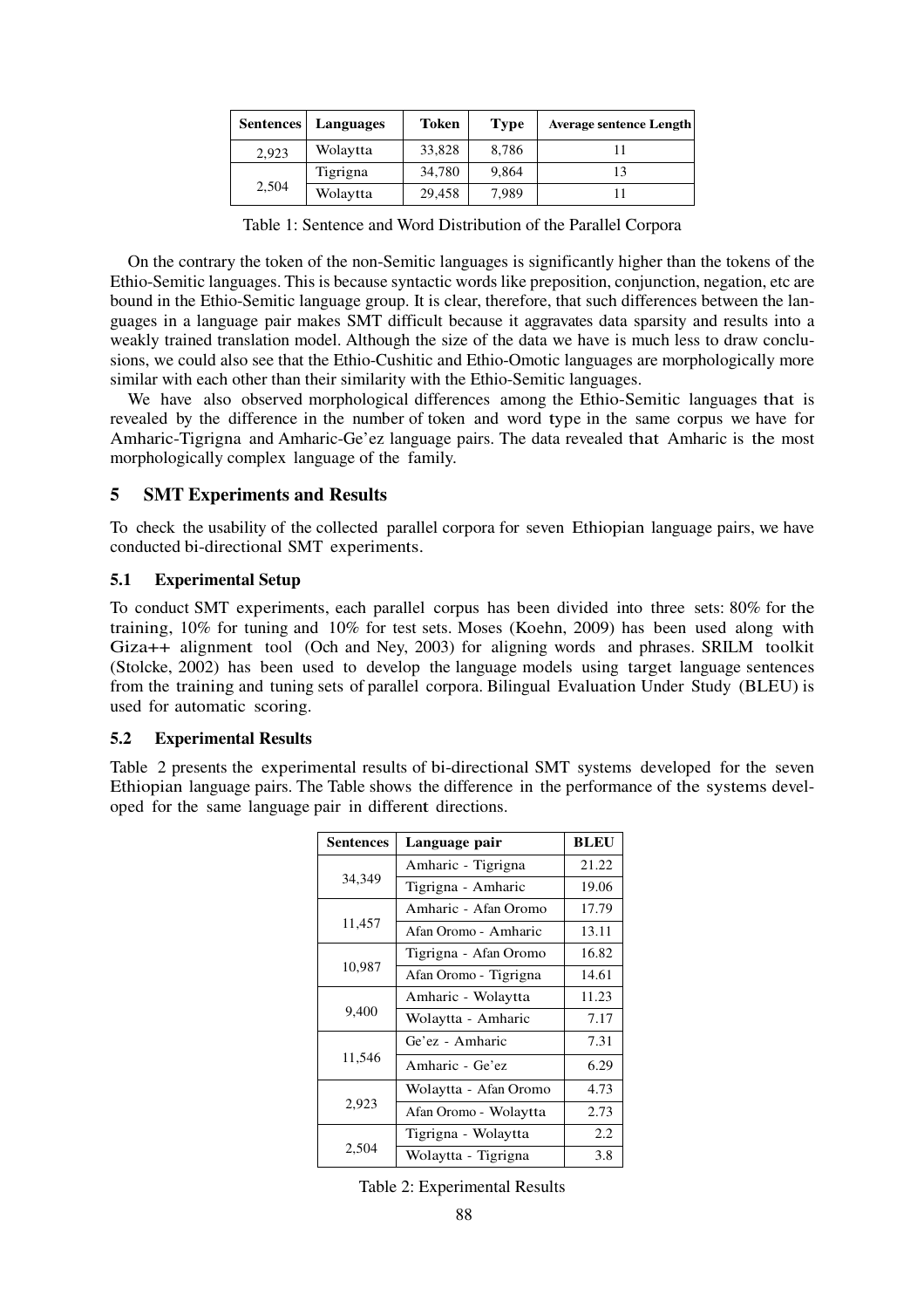| Sentences | Languages | Token | Type | Average sentence Length |
|---|---|---|---|---|
| 2,923 | Wolaytta | 33,828 | 8,786 | 11 |
| 2,504 | Tigrigna | 34,780 | 9,864 | 13 |
| | Wolaytta | 29,458 | 7,989 | 11 |

Table 1: Sentence and Word Distribution of the Parallel Corpora

On the contrary the token of the non-Semitic languages is significantly higher than the tokens of the Ethio-Semitic languages. This is because syntactic words like preposition, conjunction, negation, etc are bound in the Ethio-Semitic language group. It is clear, therefore, that such differences between the languages in a language pair makes SMT difficult because it aggravates data sparsity and results into a weakly trained translation model. Although the size of the data we have is much less to draw conclusions, we could also see that the Ethio-Cushitic and Ethio-Omotic languages are morphologically more similar with each other than their similarity with the Ethio-Semitic languages.

We have also observed morphological differences among the Ethio-Semitic languages that is revealed by the difference in the number of token and word type in the same corpus we have for Amharic-Tigrigna and Amharic-Ge'ez language pairs. The data revealed that Amharic is the most morphologically complex language of the family.

## 5 SMT Experiments and Results

To check the usability of the collected parallel corpora for seven Ethiopian language pairs, we have conducted bi-directional SMT experiments.

### 5.1 Experimental Setup

To conduct SMT experiments, each parallel corpus has been divided into three sets: 80% for the training, 10% for tuning and 10% for test sets. Moses (Koehn, 2009) has been used along with Giza++ alignment tool (Och and Ney, 2003) for aligning words and phrases. SRILM toolkit (Stolcke, 2002) has been used to develop the language models using target language sentences from the training and tuning sets of parallel corpora. Bilingual Evaluation Under Study (BLEU) is used for automatic scoring.

### 5.2 Experimental Results

Table 2 presents the experimental results of bi-directional SMT systems developed for the seven Ethiopian language pairs. The Table shows the difference in the performance of the systems developed for the same language pair in different directions.

| Sentences | Language pair | BLEU |
|---|---|---|
| 34,349 | Amharic - Tigrigna | 21.22 |
| | Tigrigna - Amharic | 19.06 |
| 11,457 | Amharic - Afan Oromo | 17.79 |
| | Afan Oromo - Amharic | 13.11 |
| 10,987 | Tigrigna - Afan Oromo | 16.82 |
| | Afan Oromo - Tigrigna | 14.61 |
| 9,400 | Amharic - Wolaytta | 11.23 |
| | Wolaytta - Amharic | 7.17 |
| 11,546 | Ge'ez - Amharic | 7.31 |
| | Amharic - Ge'ez | 6.29 |
| 2,923 | Wolaytta - Afan Oromo | 4.73 |
| | Afan Oromo - Wolaytta | 2.73 |
| 2,504 | Tigrigna - Wolaytta | 2.2 |
| | Wolaytta - Tigrigna | 3.8 |

Table 2: Experimental Results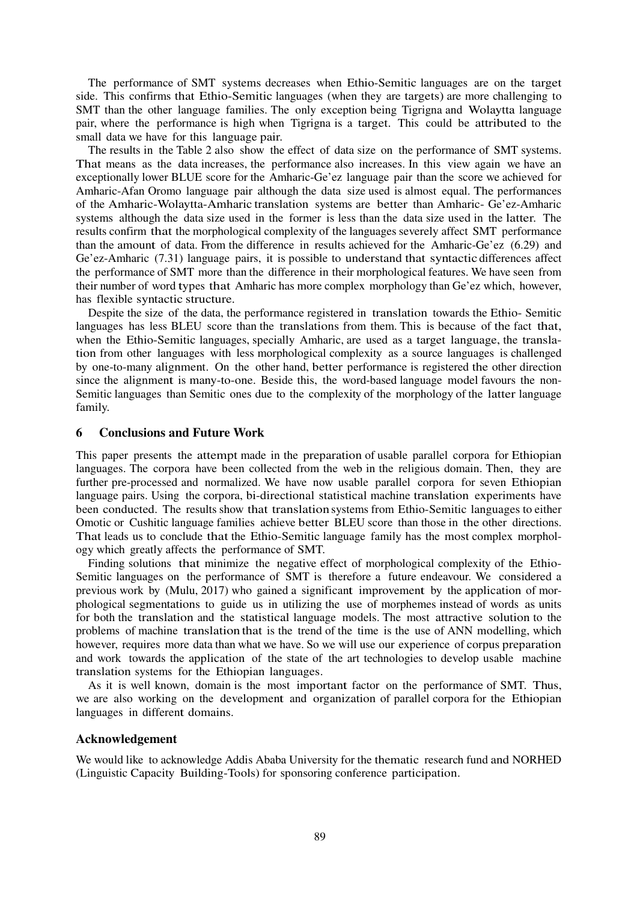The performance of SMT systems decreases when Ethio-Semitic languages are on the target side. This confirms that Ethio-Semitic languages (when they are targets) are more challenging to SMT than the other language families. The only exception being Tigrigna and Wolaytta language pair, where the performance is high when Tigrigna is a target. This could be attributed to the small data we have for this language pair.

The results in the Table 2 also show the effect of data size on the performance of SMT systems. That means as the data increases, the performance also increases. In this view again we have an exceptionally lower BLUE score for the Amharic-Ge'ez language pair than the score we achieved for Amharic-Afan Oromo language pair although the data size used is almost equal. The performances of the Amharic-Wolaytta-Amharic translation systems are better than Amharic- Ge'ez-Amharic systems although the data size used in the former is less than the data size used in the latter. The results confirm that the morphological complexity of the languages severely affect SMT performance than the amount of data. From the difference in results achieved for the Amharic-Ge'ez (6.29) and Ge'ez-Amharic (7.31) language pairs, it is possible to understand that syntactic differences affect the performance of SMT more than the difference in their morphological features. We have seen from their number of word types that Amharic has more complex morphology than Ge'ez which, however, has flexible syntactic structure.

Despite the size of the data, the performance registered in translation towards the Ethio- Semitic languages has less BLEU score than the translations from them. This is because of the fact that, when the Ethio-Semitic languages, specially Amharic, are used as a target language, the translation from other languages with less morphological complexity as a source languages is challenged by one-to-many alignment. On the other hand, better performance is registered the other direction since the alignment is many-to-one. Beside this, the word-based language model favours the non-Semitic languages than Semitic ones due to the complexity of the morphology of the latter language family.

## 6 Conclusions and Future Work

This paper presents the attempt made in the preparation of usable parallel corpora for Ethiopian languages. The corpora have been collected from the web in the religious domain. Then, they are further pre-processed and normalized. We have now usable parallel corpora for seven Ethiopian language pairs. Using the corpora, bi-directional statistical machine translation experiments have been conducted. The results show that translation systems from Ethio-Semitic languages to either Omotic or Cushitic language families achieve better BLEU score than those in the other directions. That leads us to conclude that the Ethio-Semitic language family has the most complex morphology which greatly affects the performance of SMT.

Finding solutions that minimize the negative effect of morphological complexity of the Ethio-Semitic languages on the performance of SMT is therefore a future endeavour. We considered a previous work by (Mulu, 2017) who gained a significant improvement by the application of morphological segmentations to guide us in utilizing the use of morphemes instead of words as units for both the translation and the statistical language models. The most attractive solution to the problems of machine translation that is the trend of the time is the use of ANN modelling, which however, requires more data than what we have. So we will use our experience of corpus preparation and work towards the application of the state of the art technologies to develop usable machine translation systems for the Ethiopian languages.

As it is well known, domain is the most important factor on the performance of SMT. Thus, we are also working on the development and organization of parallel corpora for the Ethiopian languages in different domains.

## Acknowledgement

We would like to acknowledge Addis Ababa University for the thematic research fund and NORHED (Linguistic Capacity Building-Tools) for sponsoring conference participation.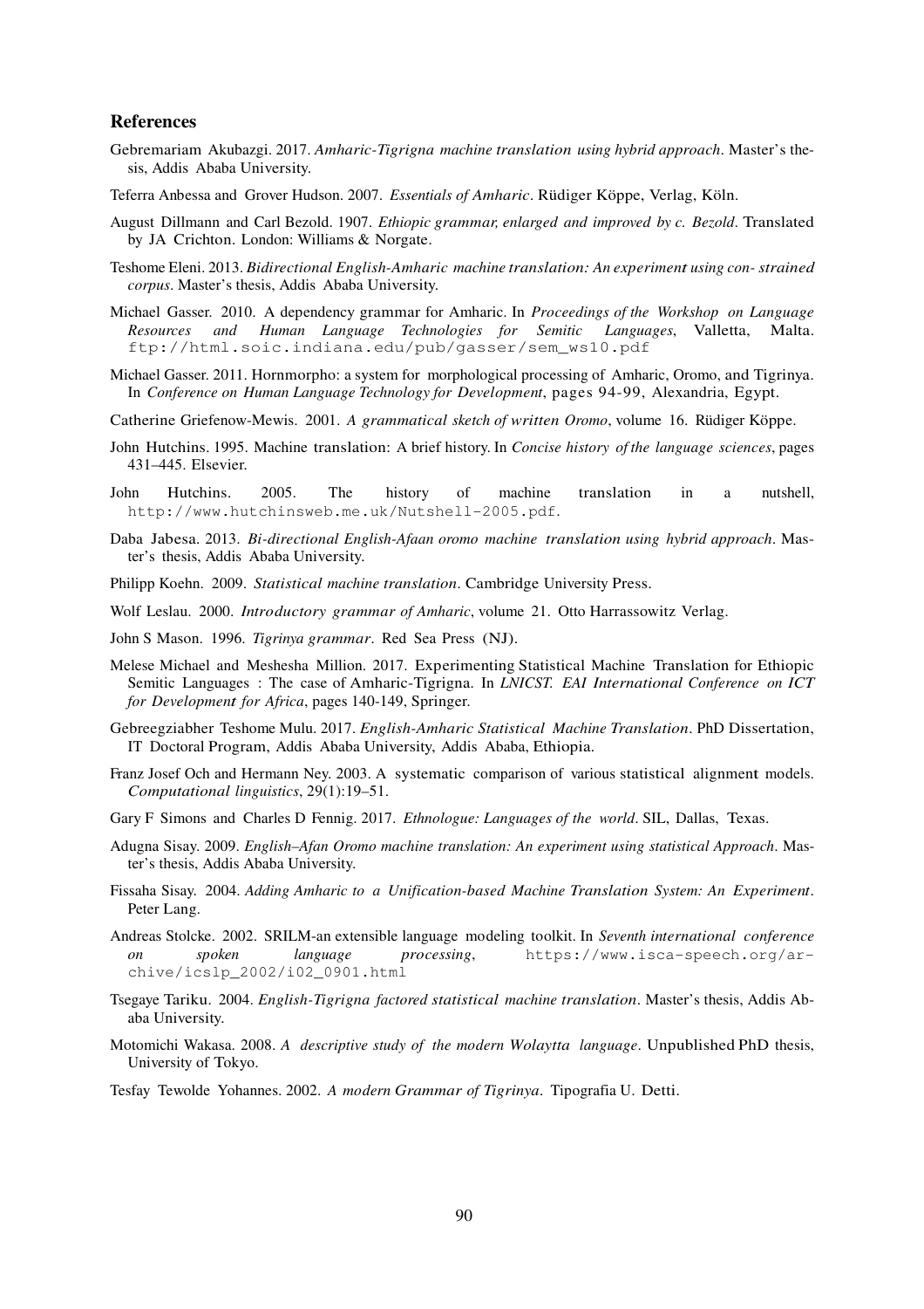## References

Gebremariam Akubazgi. 2017. *Amharic-Tigrigna machine translation using hybrid approach*. Master's thesis, Addis Ababa University.

Teferra Anbessa and Grover Hudson. 2007. *Essentials of Amharic*. Rüdiger Köppe, Verlag, Köln.

August Dillmann and Carl Bezold. 1907. *Ethiopic grammar, enlarged and improved by c. Bezold*. Translated by JA Crichton. London: Williams & Norgate.

Teshome Eleni. 2013. *Bidirectional English-Amharic machine translation: An experiment using con- strained corpus*. Master's thesis, Addis Ababa University.

Michael Gasser. 2010. A dependency grammar for Amharic. In *Proceedings of the Workshop on Language Resources and Human Language Technologies for Semitic Languages*, Valletta, Malta. ftp://html.soic.indiana.edu/pub/gasser/sem_ws10.pdf

Michael Gasser. 2011. Hornmorpho: a system for morphological processing of Amharic, Oromo, and Tigrinya. In *Conference on Human Language Technology for Development*, pages 94-99, Alexandria, Egypt.

Catherine Griefenow-Mewis. 2001. *A grammatical sketch of written Oromo*, volume 16. Rüdiger Köppe.

John Hutchins. 1995. Machine translation: A brief history. In *Concise history of the language sciences*, pages 431–445. Elsevier.

John Hutchins. 2005. The history of machine translation in a nutshell, http://www.hutchinsweb.me.uk/Nutshell-2005.pdf.

Daba Jabesa. 2013. *Bi-directional English-Afaan oromo machine translation using hybrid approach*. Master's thesis, Addis Ababa University.

Philipp Koehn. 2009. *Statistical machine translation*. Cambridge University Press.

Wolf Leslau. 2000. *Introductory grammar of Amharic*, volume 21. Otto Harrassowitz Verlag.

John S Mason. 1996. *Tigrinya grammar*. Red Sea Press (NJ).

Melese Michael and Meshesha Million. 2017. Experimenting Statistical Machine Translation for Ethiopic Semitic Languages : The case of Amharic-Tigrigna. In *LNICST. EAI International Conference on ICT for Development for Africa*, pages 140-149, Springer.

Gebreegziabher Teshome Mulu. 2017. *English-Amharic Statistical Machine Translation*. PhD Dissertation, IT Doctoral Program, Addis Ababa University, Addis Ababa, Ethiopia.

Franz Josef Och and Hermann Ney. 2003. A systematic comparison of various statistical alignment models. *Computational linguistics*, 29(1):19–51.

Gary F Simons and Charles D Fennig. 2017. *Ethnologue: Languages of the world*. SIL, Dallas, Texas.

Adugna Sisay. 2009. *English–Afan Oromo machine translation: An experiment using statistical Approach*. Master's thesis, Addis Ababa University.

Fissaha Sisay. 2004. *Adding Amharic to a Unification-based Machine Translation System: An Experiment*. Peter Lang.

Andreas Stolcke. 2002. SRILM-an extensible language modeling toolkit. In *Seventh international conference on spoken language processing*, https://www.isca-speech.org/archive/icslp_2002/i02_0901.html

Tsegaye Tariku. 2004. *English-Tigrigna factored statistical machine translation*. Master's thesis, Addis Ababa University.

Motomichi Wakasa. 2008. *A descriptive study of the modern Wolaytta language*. Unpublished PhD thesis, University of Tokyo.

Tesfay Tewolde Yohannes. 2002. *A modern Grammar of Tigrinya*. Tipografia U. Detti.